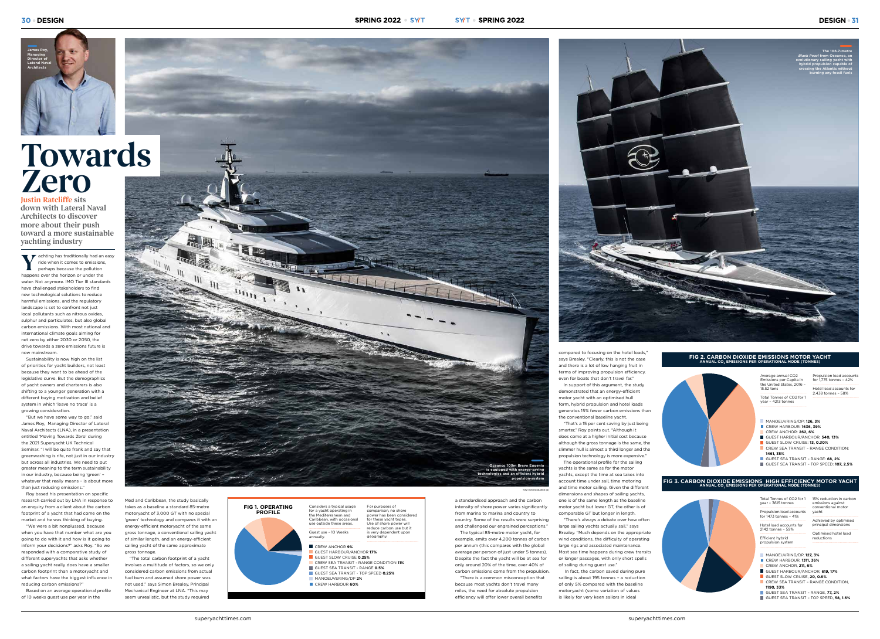James Roy, Managing Director of Lateral Naval Architects

# Towards Zero

**Justin Ratcliffe sits down with Lateral Naval Architects to discover more about their push toward a more sustainable yachting industry**

Yachting has traditionally had an easy ride when it comes to emissions, perhaps because the pollution happens over the horizon or under the water. Not anymore. IMO Tier III standards have challenged stakeholders to find new technological solutions to reduce harmful emissions, and the regulatory landscape is set to confront not just local pollutants such as nitrous oxides, sulphur and particulates, but also global carbon emissions. With most national and international climate goals aiming for net zero by either 2030 or 2050, the drive towards a zero emissions future is now mainstream.

Sustainability is now high on the list of priorities for yacht builders, not least because they want to be ahead of the legislative curve. But the demographics of yacht owners and charterers is also shifting to a younger generation with a different buying motivation and belief system in which 'leave no trace' is a growing consideration.

"But we have some way to go," said James Roy, Managing Director of Lateral Naval Architects (LNA), in a presentation entitled 'Moving Towards Zero' during the 2021 Superyacht UK Technical Seminar. "I will be quite frank and say that greenwashing is rife, not just in our industry but across all industries. We need to put greater meaning to the term sustainability in our industry, because being 'green' – whatever that really means – is about more than just reducing emissions."

Roy based his presentation on specific research carried out by LNA in response to an enquiry from a client about the carbon footprint of a yacht that had come on the market and he was thinking of buying.

"We were a bit nonplussed, because when you have that number what are you going to do with it and how is it going to inform your decisions?" asks Roy. "So we responded with a comparative study of different superyachts that asks whether a sailing yacht really does have a smaller carbon footprint than a motoryacht and what factors have the biggest influence in reducing carbon emissions?"

Based on an average operational profile of 10 weeks guest use per year in the Med and Caribbean, the study basically takes as a baseline a standard 85-metre motoryacht of 3,000 GT with no special 'green' technology and compares it with an energy-efficient motoryacht of the same gross tonnage, a conventional sailing yacht of similar length, and an energy-efficient sailing yacht of the same approximate gross tonnage.

"The total carbon footprint of a yacht involves a multitude of factors, so we only considered carbon emissions from actual fuel burn and assumed shore power was not used," says Simon Brealey, Principal Mechanical Engineer at LNA. "This may seem unrealistic, but the study required a standardised approach and the carbon intensity of shore power varies significantly from marina to marina and country to country. Some of the results were surprising and challenged our engrained perceptions."

The typical 85-metre motor yacht, for example, emits over 4,200 tonnes of carbon per annum (this compares with the global average per person of just under 5 tonnes). Despite the fact the yacht will be at sea for only around 20% of the time, over 40% of carbon emissions come from the propulsion.

"There is a common misconception that because most yachts don't travel many miles, the need for absolute propulsion efficiency will offer lower overall benefits compared to focusing on the hotel loads," says Brealey. "Clearly, this is not the case and there is a lot of low hanging fruit in terms of improving propulsion efficiency, even for boats that don't travel far."

In support of this argument, the study demonstrated that an energy-efficient motor yacht with an optimised hull form, hybrid propulsion and hotel loads generates 15% fewer carbon emissions than the conventional baseline yacht.

"That's a 15 per cent saving by just being smarter," Roy points out. "Although it does come at a higher initial cost because although the gross tonnage is the same, the slimmer hull is almost a third longer and the propulsion technology is more expensive."

The operational profile for the sailing yachts is the same as for the motor yachts, except the time at sea takes into account time under sail, time motoring and time motor sailing. Given the different dimensions and shapes of sailing yachts, one is of the same length as the baseline motor yacht but lower GT, the other is of comparable GT but longer in length.

"There's always a debate over how often large sailing yachts actually sail," says Brealey. "Much depends on the appropriate wind conditions, the difficulty of operating large rigs and associated maintenance. Most sea time happens during crew transits or longer passages, with only short spells of sailing during guest use."

In fact, the carbon saved during pure sailing is about 195 tonnes – a reduction of only 5% compared with the baseline motoryacht (some variation of values is likely for very keen sailors in ideal

Oceanco 109m Bravo Eugenia is equipped with energy-saving technologies and an efficient hybrid propulsion system

The 106.7-metre *Black Pearl* from Oceanco, an evolutionary sailing yacht with hybrid propulsion capable of crossing the Atlantic without burning any fossil fuels

**FIG 1. OPERATING PROFILE**

Considers a typical usage for a yacht operating in the Mediterranean and Caribbean, with occasional use outside these areas.

Guest use – 10 Weeks annually.

For purposes of comparison, no shore power has been considered for these yacht types. Use of shore power will reduce carbon use but it is very dependent upon geography.

CREW ANCHOR **9%**
GUEST HARBOUR/ANCHOR **17%**
GUEST SLOW CRUISE **0.25%**
CREW SEA TRANSIT - RANGE CONDITION **11%**
GUEST SEA TRANSIT - RANGE **0.5%**
GUEST SEA TRANSIT - TOP SPEED **0.25%**
MANOEUVERING/DP **2%**
CREW HARBOUR **60%**

**FIG 2. CARBON DIOXIDE EMISSIONS MOTOR YACHT**
ANNUAL $CO_2$ EMISSIONS PER OPERATIONAL MODE (TONNES)

Average annual CO2 Emissions per Capita in the United States, 2016 – 15.52 tons

Total Tonnes of CO2 for 1 year – 4213 tonnes

Propulsion load accounts for 1,775 tonnes – 42%

Hotel lead accounts for 2,438 tonnes – 58%

MANOEUVRING/DP: **126, 3%**
CREW HARBOUR: **1636, 39%**
CREW ANCHOR: **262, 6%**
GUEST HARBOUR/ANCHOR: **540, 13%**
GUEST SLOW CRUISE: **13, 0.30%**
CREW SEA TRANSIT – RANGE CONDITION: **1461, 35%**
GUEST SEA TRANSIT – RANGE: **68, 2%**
GUEST SEA TRANSIT – TOP SPEED: **107, 2.5%**

**FIG 3. CARBON DIOXIDE EMISSIONS HIGH EFFICIENCY MOTOR YACHT**
ANNUAL $CO_2$ EMISSIONS PER OPERATIONAL MODE (TONNES)

Total Tonnes of CO2 for 1 year – 3615 tonnes

Propulsion load accounts for 1473 tonnes – 41%

Hotel load accounts for 2142 tonnes – 59%

Efficient hybrid propulsion system

15% reduction in carbon emissions against conventional motor yacht

Achieved by optimised principal dimensions

Optimised hotel load reductions

MANOEUVRING/DP, **127, 3%**
CREW HARBOUR, **1311, 36%**
CREW ANCHOR, **211, 6%**
GUEST HARBOUR/ANCHOR, **619, 17%**
GUEST SLOW CRUISE, **20, 0.6%**
CREW SEA TRANSIT – RANGE CONDITION, **1190, 33%**
GUEST SEA TRANSIT – RANGE, **77, 2%**
GUEST SEA TRANSIT – TOP SPEED, **58, 1.6%**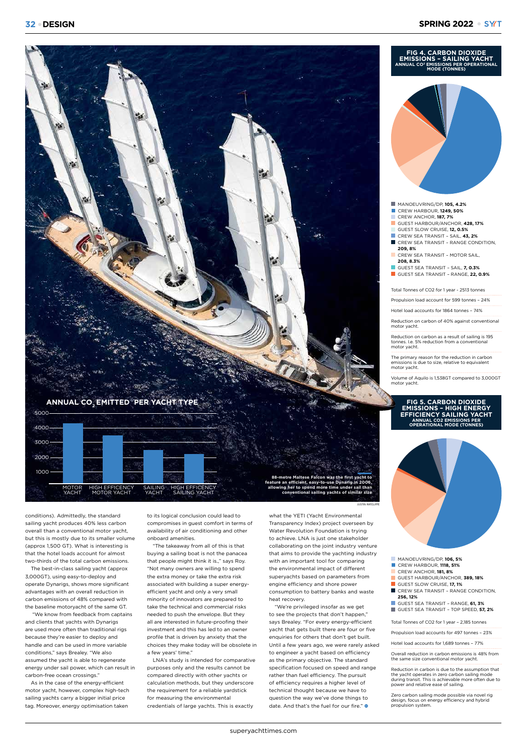## ANNUAL $CO_2$ EMITTED PER YACHT TYPE

5000
4000
3000
2000
1000

MOTOR YACHT
HIGH EFFICENCY MOTOR YACHT
SAILING YACHT
HIGH EFFICENCY SAILING YACHT

**88-metre Maltese Falcon was the first yacht to feature an efficient, easy-to-use Dynarig in 2006, allowing her to spend more time under sail than conventional sailing yachts of similar size**

JUSTIN RATCLIFFE

conditions). Admittedly, the standard sailing yacht produces 40% less carbon overall than a conventional motor yacht, but this is mostly due to its smaller volume (approx 1,500 GT). What is interesting is that the hotel loads account for almost two-thirds of the total carbon emissions.

The best-in-class sailing yacht (approx 3,000GT), using easy-to-deploy and operate Dynarigs, shows more significant advantages with an overall reduction in carbon emissions of 48% compared with the baseline motoryacht of the same GT.

"We know from feedback from captains and clients that yachts with Dynarigs are used more often than traditional rigs because they're easier to deploy and handle and can be used in more variable conditions," says Brealey. "We also assumed the yacht is able to regenerate energy under sail power, which can result in carbon-free ocean crossings."

As in the case of the energy-efficient motor yacht, however, complex high-tech sailing yachts carry a bigger initial price tag. Moreover, energy optimisation taken to its logical conclusion could lead to compromises in guest comfort in terms of availability of air conditioning and other onboard amenities.

"The takeaway from all of this is that buying a sailing boat is not the panacea that people might think it is.," says Roy. "Not many owners are willing to spend the extra money or take the extra risk associated with building a super energy-efficient yacht and only a very small minority of innovators are prepared to take the technical and commercial risks needed to push the envelope. But they all are interested in future-proofing their investment and this has led to an owner profile that is driven by anxiety that the choices they make today will be obsolete in a few years' time."

LNA's study is intended for comparative purposes only and the results cannot be compared directly with other yachts or calculation methods, but they underscore the requirement for a reliable yardstick for measuring the environmental credentials of large yachts. This is exactly what the YETI (Yacht Environmental Transparency Index) project overseen by Water Revolution Foundation is trying to achieve. LNA is just one stakeholder collaborating on the joint industry venture that aims to provide the yachting industry with an important tool for comparing the environmental impact of different superyachts based on parameters from engine efficiency and shore power consumption to battery banks and waste heat recovery.

"We're privileged insofar as we get to see the projects that don't happen," says Brealey. "For every energy-efficient yacht that gets built there are four or five enquiries for others that don't get built. Until a few years ago, we were rarely asked to engineer a yacht based on efficiency as the primary objective. The standard specification focused on speed and range rather than fuel efficiency. The pursuit of efficiency requires a higher level of technical thought because we have to question the way we've done things to date. And that's the fuel for our fire."

### FIG 4. CARBON DIOXIDE EMISSIONS – SAILING YACHT

**ANNUAL $CO_2$ EMISSIONS PER OPERATIONAL MODE (TONNES)**

- MANOEUVRING/DP, **105, 4.2%**
- CREW HARBOUR, **1249, 50%**
- CREW ANCHOR, **187, 7%**
- GUEST HARBOUR/ANCHOR, **428, 17%**
- GUEST SLOW CRUISE, **12, 0.5%**
- CREW SEA TRANSIT – SAIL, **43, 2%**
- CREW SEA TRANSIT – RANGE CONDITION, **209, 8%**
- CREW SEA TRANSIT – MOTOR SAIL, **208, 8.3%**
- GUEST SEA TRANSIT – SAIL, **7, 0.3%**
- GUEST SEA TRANSIT – RANGE, **22, 0.9%**

Total Tonnes of CO2 for 1 year - 2513 tonnes

Propulsion load account for 599 tonnes – 24%

Hotel load accounts for 1864 tonnes – 74%

Reduction on carbon of 40% against conventional motor yacht.

Reduction on carbon as a result of sailing is 195 tonnes. I.e. 5% reduction from a conventional motor yacht.

The primary reason for the reduction in carbon emissions is due to size, relative to equivalent motor yacht.

Volume of Aquilo is 1,538GT compared to 3,000GT motor yacht.

### FIG 5. CARBON DIOXIDE EMISSIONS – HIGH ENERGY EFFICIENCY SAILING YACHT

**ANNUAL CO2 EMISSIONS PER OPERATIONAL MODE (TONNES)**

- MANOEUVRING/DP, **106, 5%**
- CREW HARBOUR, **1118, 51%**
- CREW ANCHOR, **181, 8%**
- GUEST HARBOUR/ANCHOR, **389, 18%**
- GUEST SLOW CRUISE, **17, 1%**
- CREW SEA TRANSIT – RANGE CONDITION, **256, 12%**
- GUEST SEA TRANSIT – RANGE, **61, 3%**
- GUEST SEA TRANSIT – TOP SPEED, **57, 2%**

Total Tonnes of CO2 for 1 year – 2,185 tonnes

Propulsion load accounts for 497 tonnes – 23%

Hotel load accounts for 1,689 tonnes – 77%

Overall reduction in carbon emissions is 48% from the same size conventional motor yacht.

Reduction in carbon is due to the assumption that the yacht operates in zero carbon sailing mode during transit. This is achievable more often due to power and relative ease of sailing.

Zero carbon sailing mode possible via novel rig design, focus on energy efficiency and hybrid propulsion system.